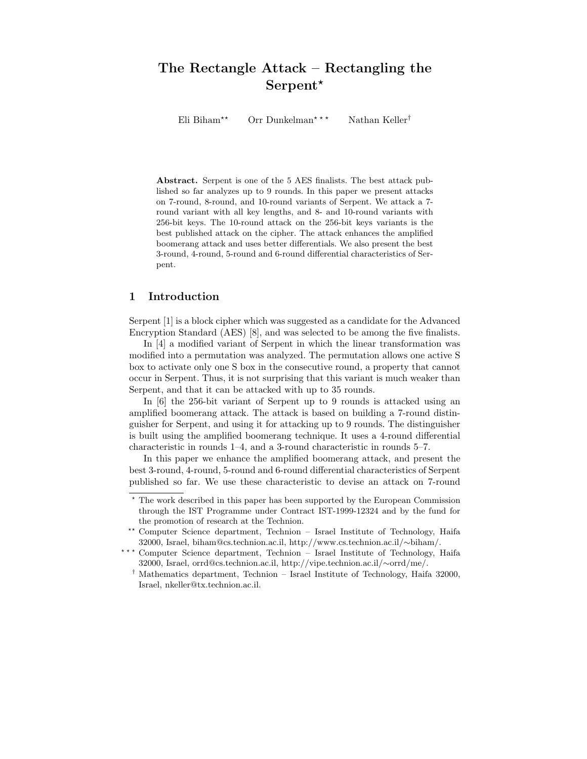# The Rectangle Attack – Rectangling the Serpent[⋆]

Eli Biham[⋆⋆] Orr Dunkelman[⋆⋆⋆] Nathan Keller[†]

**Abstract.** Serpent is one of the 5 AES finalists. The best attack published so far analyzes up to 9 rounds. In this paper we present attacks on 7-round, 8-round, and 10-round variants of Serpent. We attack a 7-round variant with all key lengths, and 8- and 10-round variants with 256-bit keys. The 10-round attack on the 256-bit keys variants is the best published attack on the cipher. The attack enhances the amplified boomerang attack and uses better differentials. We also present the best 3-round, 4-round, 5-round and 6-round differential characteristics of Serpent.

## 1 Introduction

Serpent [1] is a block cipher which was suggested as a candidate for the Advanced Encryption Standard (AES) [8], and was selected to be among the five finalists.

In [4] a modified variant of Serpent in which the linear transformation was modified into a permutation was analyzed. The permutation allows one active S box to activate only one S box in the consecutive round, a property that cannot occur in Serpent. Thus, it is not surprising that this variant is much weaker than Serpent, and that it can be attacked with up to 35 rounds.

In [6] the 256-bit variant of Serpent up to 9 rounds is attacked using an amplified boomerang attack. The attack is based on building a 7-round distinguisher for Serpent, and using it for attacking up to 9 rounds. The distinguisher is built using the amplified boomerang technique. It uses a 4-round differential characteristic in rounds 1–4, and a 3-round characteristic in rounds 5–7.

In this paper we enhance the amplified boomerang attack, and present the best 3-round, 4-round, 5-round and 6-round differential characteristics of Serpent published so far. We use these characteristic to devise an attack on 7-round

---

[⋆] The work described in this paper has been supported by the European Commission through the IST Programme under Contract IST-1999-12324 and by the fund for the promotion of research at the Technion.

[⋆⋆] Computer Science department, Technion – Israel Institute of Technology, Haifa 32000, Israel, biham@cs.technion.ac.il, http://www.cs.technion.ac.il/∼biham/.

[⋆⋆⋆] Computer Science department, Technion – Israel Institute of Technology, Haifa 32000, Israel, orrd@cs.technion.ac.il, http://vipe.technion.ac.il/∼orrd/me/.

[†] Mathematics department, Technion – Israel Institute of Technology, Haifa 32000, Israel, nkeller@tx.technion.ac.il.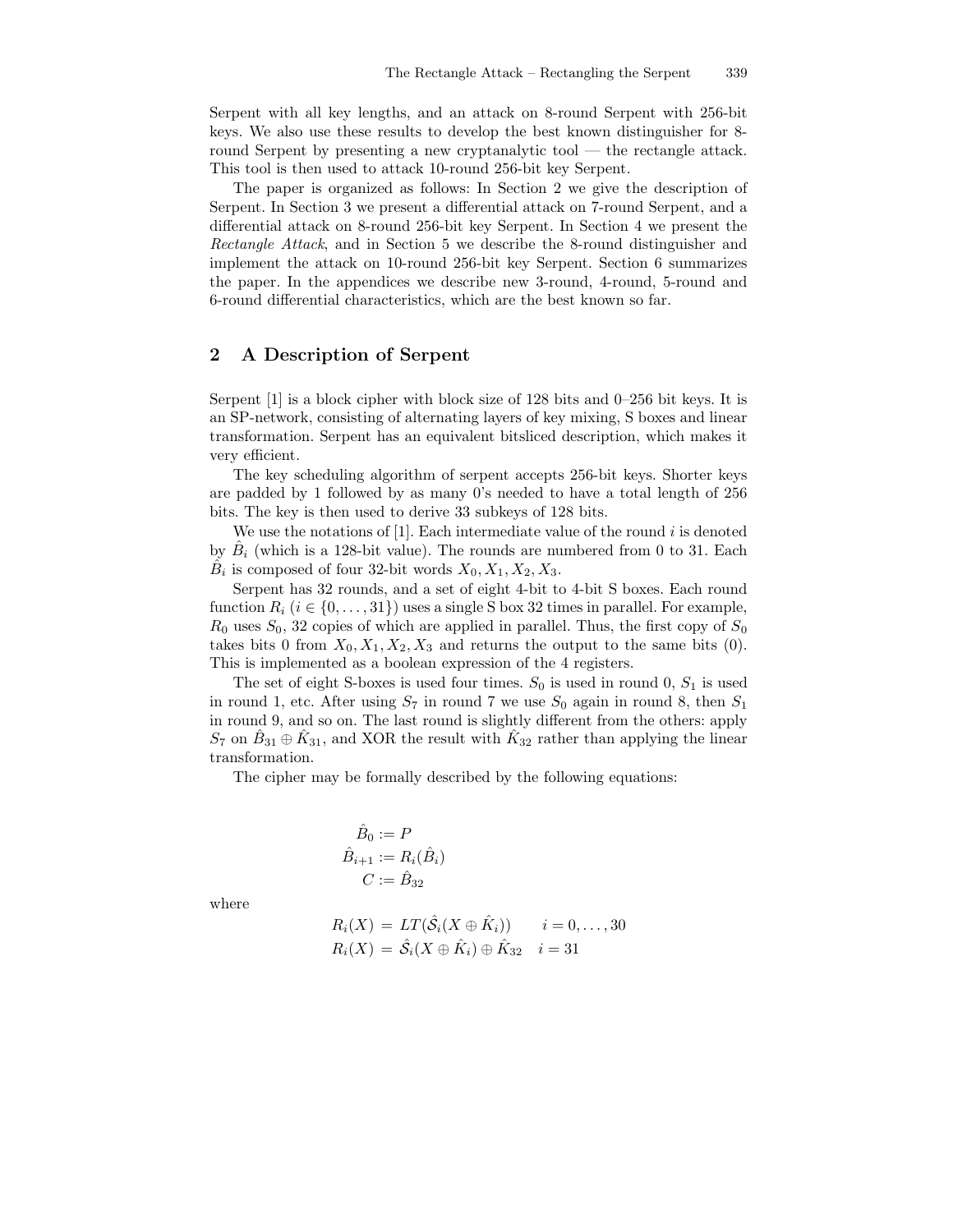Serpent with all key lengths, and an attack on 8-round Serpent with 256-bit keys. We also use these results to develop the best known distinguisher for 8-round Serpent by presenting a new cryptanalytic tool — the rectangle attack. This tool is then used to attack 10-round 256-bit key Serpent.

The paper is organized as follows: In Section 2 we give the description of Serpent. In Section 3 we present a differential attack on 7-round Serpent, and a differential attack on 8-round 256-bit key Serpent. In Section 4 we present the *Rectangle Attack*, and in Section 5 we describe the 8-round distinguisher and implement the attack on 10-round 256-bit key Serpent. Section 6 summarizes the paper. In the appendices we describe new 3-round, 4-round, 5-round and 6-round differential characteristics, which are the best known so far.

## 2 A Description of Serpent

Serpent [1] is a block cipher with block size of 128 bits and 0–256 bit keys. It is an SP-network, consisting of alternating layers of key mixing, S boxes and linear transformation. Serpent has an equivalent bitsliced description, which makes it very efficient.

The key scheduling algorithm of serpent accepts 256-bit keys. Shorter keys are padded by 1 followed by as many 0's needed to have a total length of 256 bits. The key is then used to derive 33 subkeys of 128 bits.

We use the notations of [1]. Each intermediate value of the round $i$ is denoted by $\hat{B}_i$ (which is a 128-bit value). The rounds are numbered from 0 to 31. Each $\hat{B}_i$ is composed of four 32-bit words $X_0, X_1, X_2, X_3$.

Serpent has 32 rounds, and a set of eight 4-bit to 4-bit S boxes. Each round function $R_i$ ($i \in \{0, \dots, 31\}$) uses a single S box 32 times in parallel. For example, $R_0$ uses $S_0$, 32 copies of which are applied in parallel. Thus, the first copy of $S_0$ takes bits 0 from $X_0, X_1, X_2, X_3$ and returns the output to the same bits (0). This is implemented as a boolean expression of the 4 registers.

The set of eight S-boxes is used four times. $S_0$ is used in round 0, $S_1$ is used in round 1, etc. After using $S_7$ in round 7 we use $S_0$ again in round 8, then $S_1$ in round 9, and so on. The last round is slightly different from the others: apply $S_7$ on $\hat{B}_{31} \oplus \hat{K}_{31}$, and XOR the result with $\hat{K}_{32}$ rather than applying the linear transformation.

The cipher may be formally described by the following equations:

$$
\begin{aligned}
\hat{B}_0 &:= P \\
\hat{B}_{i+1} &:= R_i(\hat{B}_i) \\
C &:= \hat{B}_{32}
\end{aligned}
$$

where

$$
\begin{aligned}
R_i(X) &= LT(\hat{\mathcal{S}}_i(X \oplus \hat{K}_i)) \qquad i = 0, \dots, 30 \\
R_i(X) &= \hat{\mathcal{S}}_i(X \oplus \hat{K}_i) \oplus \hat{K}_{32} \quad i = 31
\end{aligned}
$$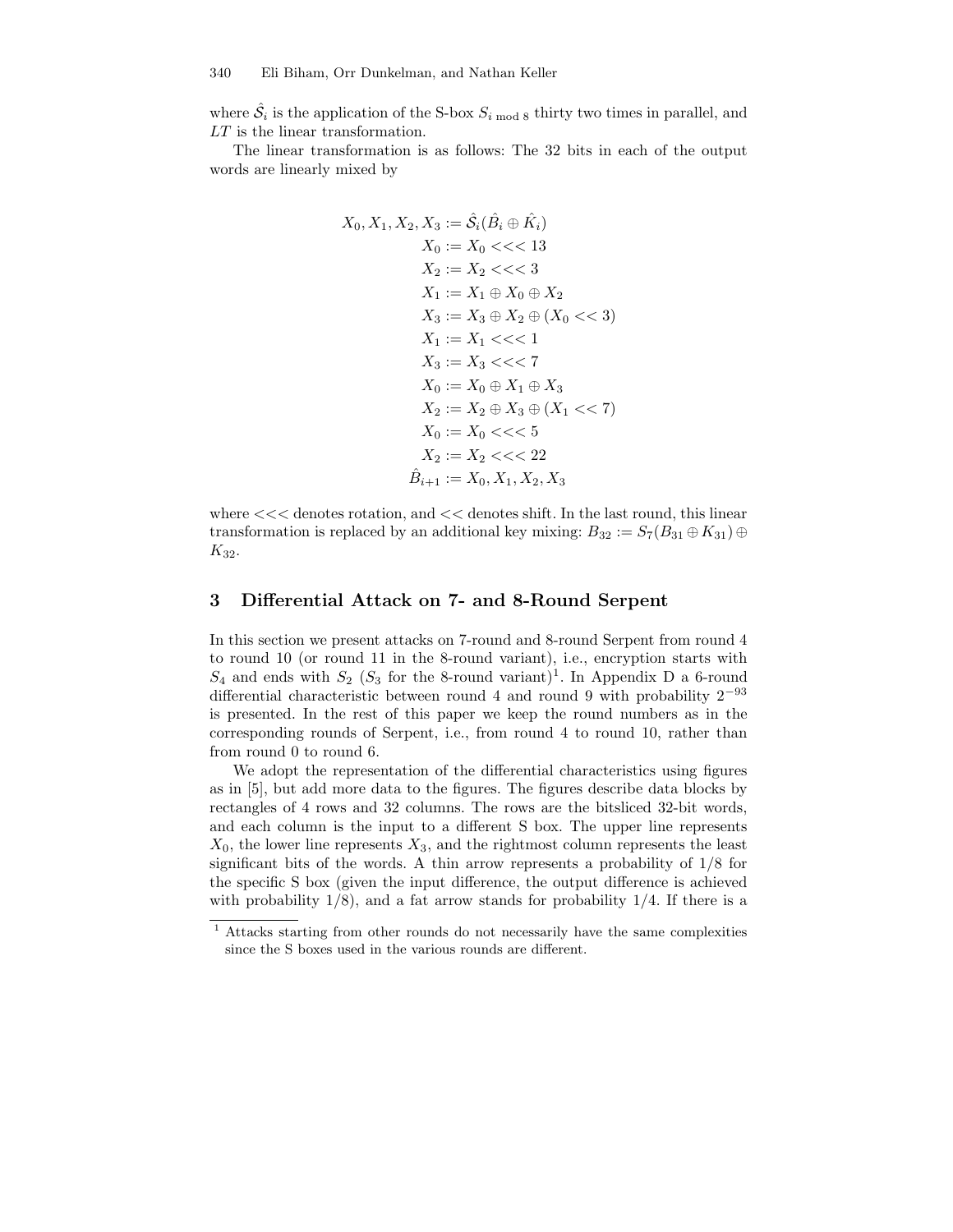where $\hat{\mathcal{S}}_i$ is the application of the S-box $S_{i \bmod 8}$ thirty two times in parallel, and $LT$ is the linear transformation.

The linear transformation is as follows: The 32 bits in each of the output words are linearly mixed by

$$
\begin{aligned}
X_0, X_1, X_2, X_3 &:= \hat{\mathcal{S}}_i(\hat{B}_i \oplus \hat{K}_i) \\
X_0 &:= X_0 <<< 13 \\
X_2 &:= X_2 <<< 3 \\
X_1 &:= X_1 \oplus X_0 \oplus X_2 \\
X_3 &:= X_3 \oplus X_2 \oplus (X_0 << 3) \\
X_1 &:= X_1 <<< 1 \\
X_3 &:= X_3 <<< 7 \\
X_0 &:= X_0 \oplus X_1 \oplus X_3 \\
X_2 &:= X_2 \oplus X_3 \oplus (X_1 << 7) \\
X_0 &:= X_0 <<< 5 \\
X_2 &:= X_2 <<< 22 \\
\hat{B}_{i+1} &:= X_0, X_1, X_2, X_3
\end{aligned}
$$

where $<<<$ denotes rotation, and $<<$ denotes shift. In the last round, this linear transformation is replaced by an additional key mixing: $B_{32} := S_7(B_{31} \oplus K_{31}) \oplus K_{32}$.

## 3 Differential Attack on 7- and 8-Round Serpent

In this section we present attacks on 7-round and 8-round Serpent from round 4 to round 10 (or round 11 in the 8-round variant), i.e., encryption starts with $S_4$ and ends with $S_2$ ($S_3$ for the 8-round variant)[1]. In Appendix D a 6-round differential characteristic between round 4 and round 9 with probability $2^{-93}$ is presented. In the rest of this paper we keep the round numbers as in the corresponding rounds of Serpent, i.e., from round 4 to round 10, rather than from round 0 to round 6.

We adopt the representation of the differential characteristics using figures as in [5], but add more data to the figures. The figures describe data blocks by rectangles of 4 rows and 32 columns. The rows are the bitsliced 32-bit words, and each column is the input to a different S box. The upper line represents $X_0$, the lower line represents $X_3$, and the rightmost column represents the least significant bits of the words. A thin arrow represents a probability of 1/8 for the specific S box (given the input difference, the output difference is achieved with probability 1/8), and a fat arrow stands for probability 1/4. If there is a

[1] Attacks starting from other rounds do not necessarily have the same complexities since the S boxes used in the various rounds are different.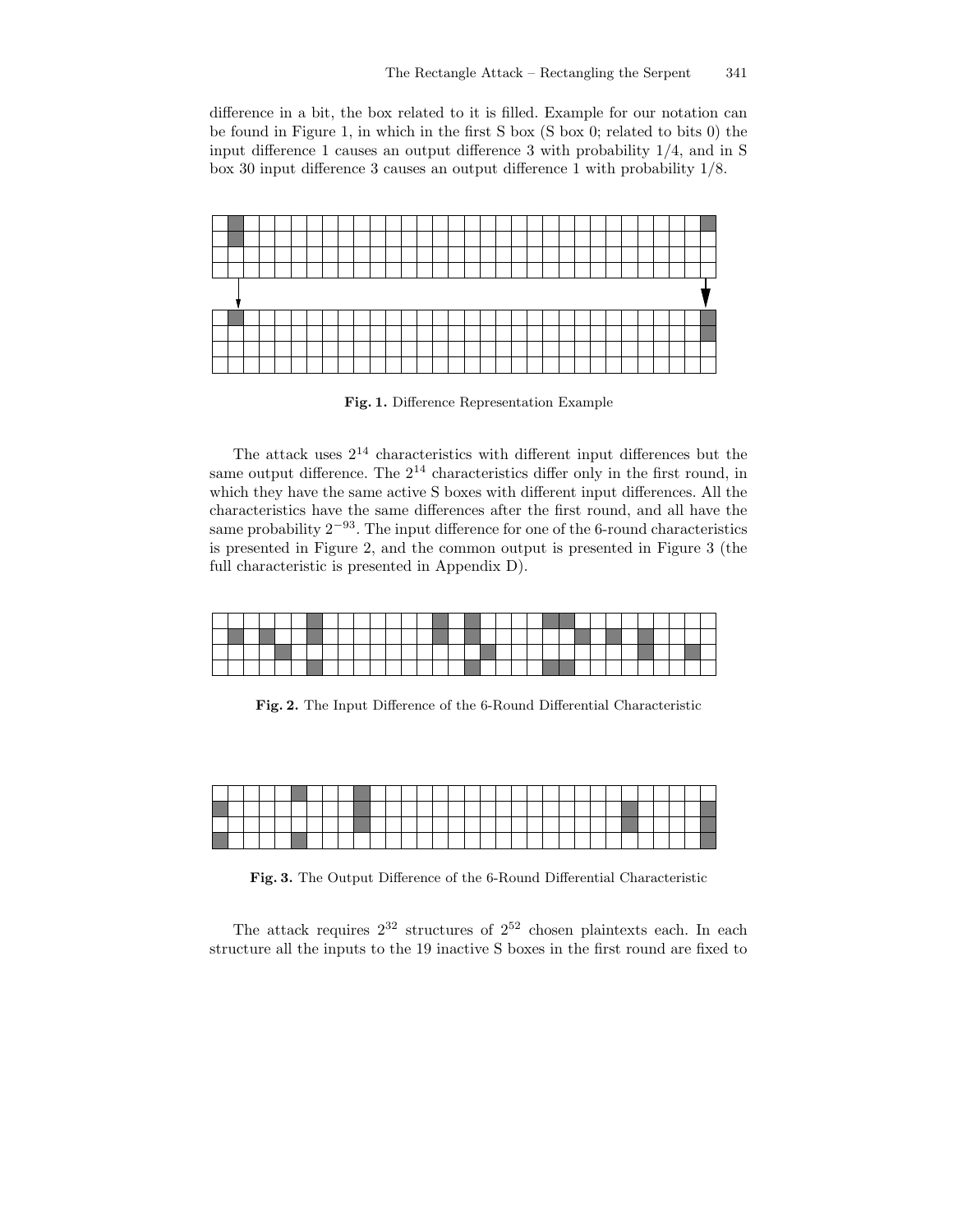difference in a bit, the box related to it is filled. Example for our notation can be found in Figure 1, in which in the first S box (S box 0; related to bits 0) the input difference 1 causes an output difference 3 with probability 1/4, and in S box 30 input difference 3 causes an output difference 1 with probability 1/8.

**Fig. 1.** Difference Representation Example

The attack uses $2^{14}$ characteristics with different input differences but the same output difference. The $2^{14}$ characteristics differ only in the first round, in which they have the same active S boxes with different input differences. All the characteristics have the same differences after the first round, and all have the same probability $2^{-93}$. The input difference for one of the 6-round characteristics is presented in Figure 2, and the common output is presented in Figure 3 (the full characteristic is presented in Appendix D).

**Fig. 2.** The Input Difference of the 6-Round Differential Characteristic

**Fig. 3.** The Output Difference of the 6-Round Differential Characteristic

The attack requires $2^{32}$ structures of $2^{52}$ chosen plaintexts each. In each structure all the inputs to the 19 inactive S boxes in the first round are fixed to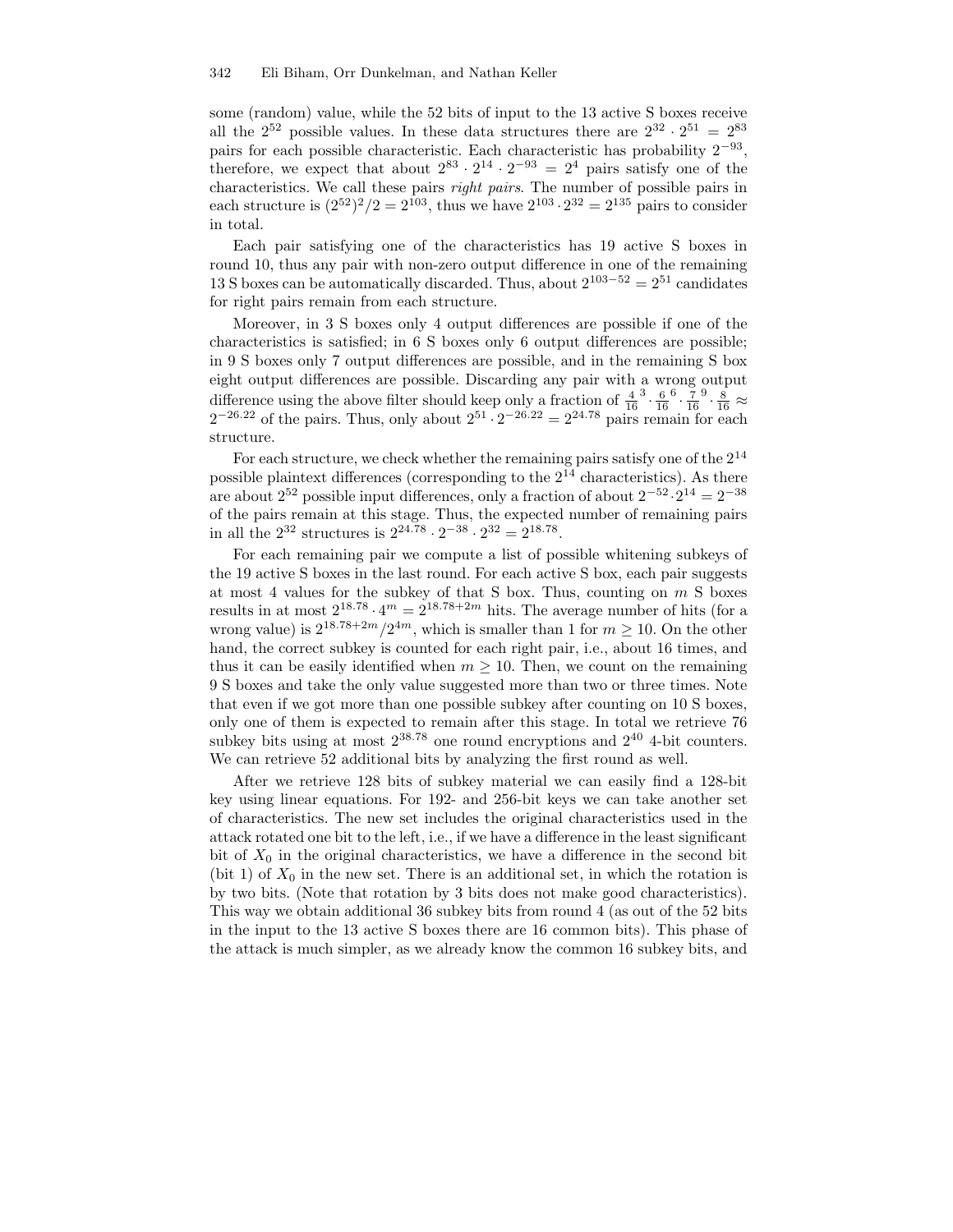some (random) value, while the 52 bits of input to the 13 active S boxes receive all the $2^{52}$ possible values. In these data structures there are $2^{32} \cdot 2^{51} = 2^{83}$ pairs for each possible characteristic. Each characteristic has probability $2^{-93}$, therefore, we expect that about $2^{83} \cdot 2^{14} \cdot 2^{-93} = 2^4$ pairs satisfy one of the characteristics. We call these pairs *right pairs*. The number of possible pairs in each structure is $(2^{52})^2/2 = 2^{103}$, thus we have $2^{103} \cdot 2^{32} = 2^{135}$ pairs to consider in total.

Each pair satisfying one of the characteristics has 19 active S boxes in round 10, thus any pair with non-zero output difference in one of the remaining 13 S boxes can be automatically discarded. Thus, about $2^{103-52} = 2^{51}$ candidates for right pairs remain from each structure.

Moreover, in 3 S boxes only 4 output differences are possible if one of the characteristics is satisfied; in 6 S boxes only 6 output differences are possible; in 9 S boxes only 7 output differences are possible, and in the remaining S box eight output differences are possible. Discarding any pair with a wrong output difference using the above filter should keep only a fraction of $\frac{4}{16}^3 \cdot \frac{6}{16}^6 \cdot \frac{7}{16}^9 \cdot \frac{8}{16} \approx 2^{-26.22}$ of the pairs. Thus, only about $2^{51} \cdot 2^{-26.22} = 2^{24.78}$ pairs remain for each structure.

For each structure, we check whether the remaining pairs satisfy one of the $2^{14}$ possible plaintext differences (corresponding to the $2^{14}$ characteristics). As there are about $2^{52}$ possible input differences, only a fraction of about $2^{-52} \cdot 2^{14} = 2^{-38}$ of the pairs remain at this stage. Thus, the expected number of remaining pairs in all the $2^{32}$ structures is $2^{24.78} \cdot 2^{-38} \cdot 2^{32} = 2^{18.78}$.

For each remaining pair we compute a list of possible whitening subkeys of the 19 active S boxes in the last round. For each active S box, each pair suggests at most 4 values for the subkey of that S box. Thus, counting on $m$ S boxes results in at most $2^{18.78} \cdot 4^m = 2^{18.78+2m}$ hits. The average number of hits (for a wrong value) is $2^{18.78+2m}/2^{4m}$, which is smaller than 1 for $m \geq 10$. On the other hand, the correct subkey is counted for each right pair, i.e., about 16 times, and thus it can be easily identified when $m \geq 10$. Then, we count on the remaining 9 S boxes and take the only value suggested more than two or three times. Note that even if we got more than one possible subkey after counting on 10 S boxes, only one of them is expected to remain after this stage. In total we retrieve 76 subkey bits using at most $2^{38.78}$ one round encryptions and $2^{40}$ 4-bit counters. We can retrieve 52 additional bits by analyzing the first round as well.

After we retrieve 128 bits of subkey material we can easily find a 128-bit key using linear equations. For 192- and 256-bit keys we can take another set of characteristics. The new set includes the original characteristics used in the attack rotated one bit to the left, i.e., if we have a difference in the least significant bit of $X_0$ in the original characteristics, we have a difference in the second bit (bit 1) of $X_0$ in the new set. There is an additional set, in which the rotation is by two bits. (Note that rotation by 3 bits does not make good characteristics). This way we obtain additional 36 subkey bits from round 4 (as out of the 52 bits in the input to the 13 active S boxes there are 16 common bits). This phase of the attack is much simpler, as we already know the common 16 subkey bits, and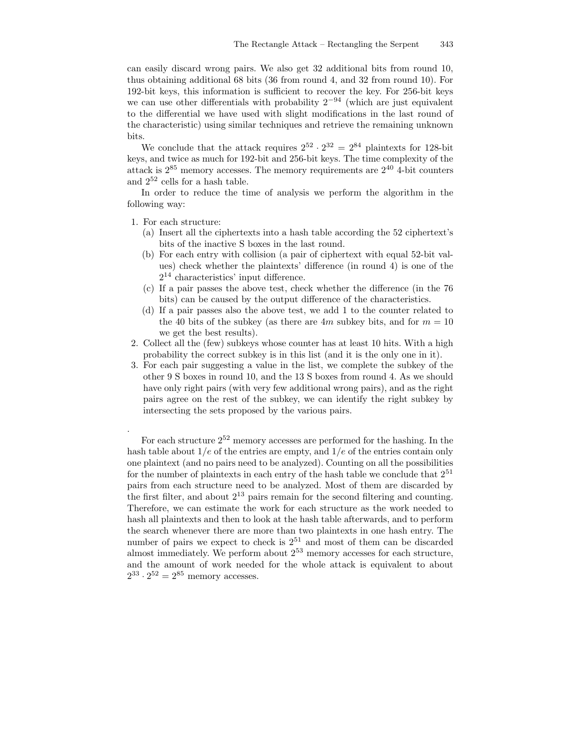can easily discard wrong pairs. We also get 32 additional bits from round 10, thus obtaining additional 68 bits (36 from round 4, and 32 from round 10). For 192-bit keys, this information is sufficient to recover the key. For 256-bit keys we can use other differentials with probability $2^{-94}$ (which are just equivalent to the differential we have used with slight modifications in the last round of the characteristic) using similar techniques and retrieve the remaining unknown bits.

We conclude that the attack requires $2^{52} \cdot 2^{32} = 2^{84}$ plaintexts for 128-bit keys, and twice as much for 192-bit and 256-bit keys. The time complexity of the attack is $2^{85}$ memory accesses. The memory requirements are $2^{40}$ 4-bit counters and $2^{52}$ cells for a hash table.

In order to reduce the time of analysis we perform the algorithm in the following way:

1. For each structure:
   (a) Insert all the ciphertexts into a hash table according the 52 ciphertext's bits of the inactive S boxes in the last round.
   (b) For each entry with collision (a pair of ciphertext with equal 52-bit values) check whether the plaintexts' difference (in round 4) is one of the $2^{14}$ characteristics' input difference.
   (c) If a pair passes the above test, check whether the difference (in the 76 bits) can be caused by the output difference of the characteristics.
   (d) If a pair passes also the above test, we add 1 to the counter related to the 40 bits of the subkey (as there are $4m$ subkey bits, and for $m = 10$ we get the best results).
2. Collect all the (few) subkeys whose counter has at least 10 hits. With a high probability the correct subkey is in this list (and it is the only one in it).
3. For each pair suggesting a value in the list, we complete the subkey of the other 9 S boxes in round 10, and the 13 S boxes from round 4. As we should have only right pairs (with very few additional wrong pairs), and as the right pairs agree on the rest of the subkey, we can identify the right subkey by intersecting the sets proposed by the various pairs.

.

For each structure $2^{52}$ memory accesses are performed for the hashing. In the hash table about $1/e$ of the entries are empty, and $1/e$ of the entries contain only one plaintext (and no pairs need to be analyzed). Counting on all the possibilities for the number of plaintexts in each entry of the hash table we conclude that $2^{51}$ pairs from each structure need to be analyzed. Most of them are discarded by the first filter, and about $2^{13}$ pairs remain for the second filtering and counting. Therefore, we can estimate the work for each structure as the work needed to hash all plaintexts and then to look at the hash table afterwards, and to perform the search whenever there are more than two plaintexts in one hash entry. The number of pairs we expect to check is $2^{51}$ and most of them can be discarded almost immediately. We perform about $2^{53}$ memory accesses for each structure, and the amount of work needed for the whole attack is equivalent to about $2^{33} \cdot 2^{52} = 2^{85}$ memory accesses.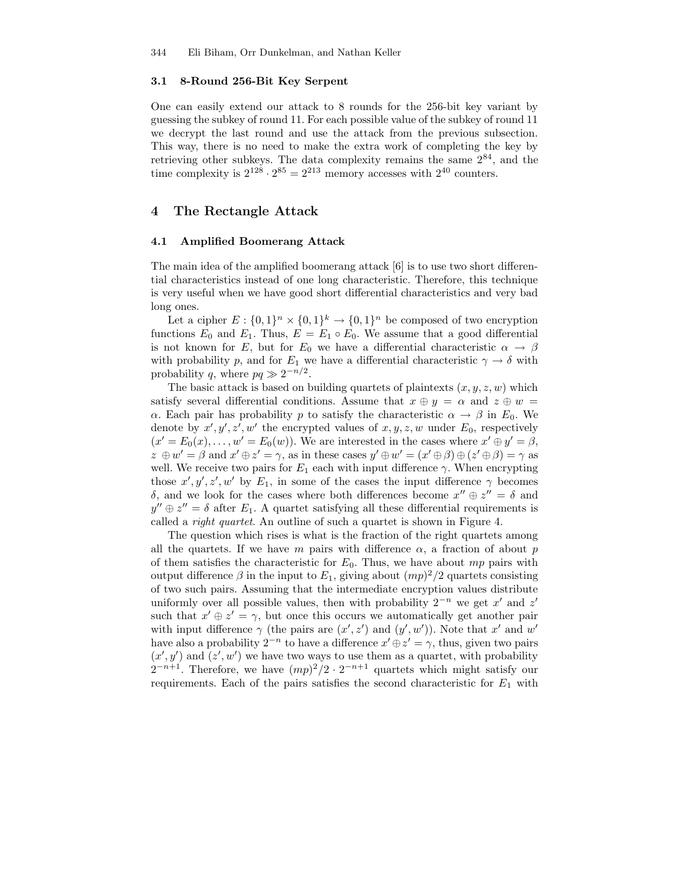### 3.1 8-Round 256-Bit Key Serpent

One can easily extend our attack to 8 rounds for the 256-bit key variant by guessing the subkey of round 11. For each possible value of the subkey of round 11 we decrypt the last round and use the attack from the previous subsection. This way, there is no need to make the extra work of completing the key by retrieving other subkeys. The data complexity remains the same $2^{84}$, and the time complexity is $2^{128} \cdot 2^{85} = 2^{213}$ memory accesses with $2^{40}$ counters.

## 4 The Rectangle Attack

### 4.1 Amplified Boomerang Attack

The main idea of the amplified boomerang attack [6] is to use two short differential characteristics instead of one long characteristic. Therefore, this technique is very useful when we have good short differential characteristics and very bad long ones.

Let a cipher $E : \{0,1\}^n \times \{0,1\}^k \to \{0,1\}^n$ be composed of two encryption functions $E_0$ and $E_1$. Thus, $E = E_1 \circ E_0$. We assume that a good differential is not known for $E$, but for $E_0$ we have a differential characteristic $\alpha \to \beta$ with probability $p$, and for $E_1$ we have a differential characteristic $\gamma \to \delta$ with probability $q$, where $pq \gg 2^{-n/2}$.

The basic attack is based on building quartets of plaintexts $(x, y, z, w)$ which satisfy several differential conditions. Assume that $x \oplus y = \alpha$ and $z \oplus w = \alpha$. Each pair has probability $p$ to satisfy the characteristic $\alpha \to \beta$ in $E_0$. We denote by $x', y', z', w'$ the encrypted values of $x, y, z, w$ under $E_0$, respectively ($x' = E_0(x), \ldots, w' = E_0(w)$). We are interested in the cases where $x' \oplus y' = \beta$, $z' \oplus w' = \beta$ and $x' \oplus z' = \gamma$, as in these cases $y' \oplus w' = (x' \oplus \beta) \oplus (z' \oplus \beta) = \gamma$ as well. We receive two pairs for $E_1$ each with input difference $\gamma$. When encrypting those $x', y', z', w'$ by $E_1$, in some of the cases the input difference $\gamma$ becomes $\delta$, and we look for the cases where both differences become $x'' \oplus z'' = \delta$ and $y'' \oplus z'' = \delta$ after $E_1$. A quartet satisfying all these differential requirements is called a *right quartet*. An outline of such a quartet is shown in Figure 4.

The question which rises is what is the fraction of the right quartets among all the quartets. If we have $m$ pairs with difference $\alpha$, a fraction of about $p$ of them satisfies the characteristic for $E_0$. Thus, we have about $mp$ pairs with output difference $\beta$ in the input to $E_1$, giving about $(mp)^2/2$ quartets consisting of two such pairs. Assuming that the intermediate encryption values distribute uniformly over all possible values, then with probability $2^{-n}$ we get $x'$ and $z'$ such that $x' \oplus z' = \gamma$, but once this occurs we automatically get another pair with input difference $\gamma$ (the pairs are $(x', z')$ and $(y', w')$). Note that $x'$ and $w'$ have also a probability $2^{-n}$ to have a difference $x' \oplus z' = \gamma$, thus, given two pairs $(x', y')$ and $(z', w')$ we have two ways to use them as a quartet, with probability $2^{-n+1}$. Therefore, we have $(mp)^2/2 \cdot 2^{-n+1}$ quartets which might satisfy our requirements. Each of the pairs satisfies the second characteristic for $E_1$ with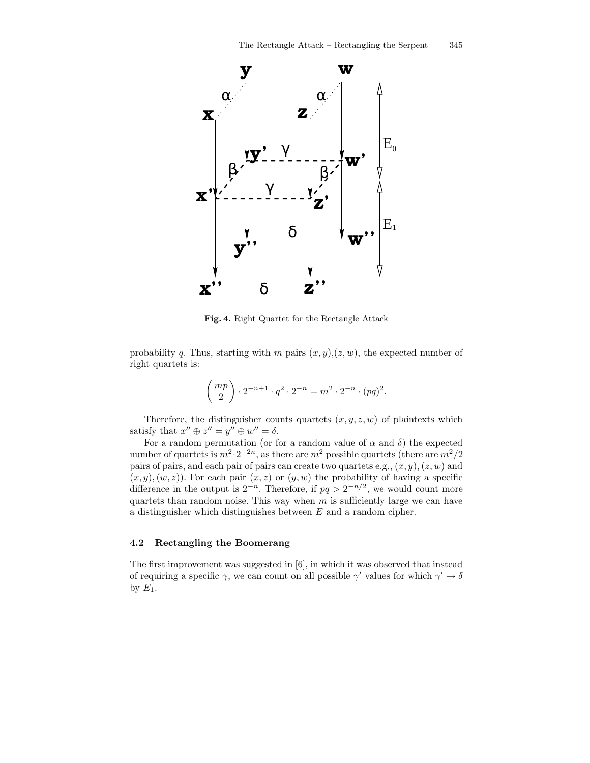**Fig. 4.** Right Quartet for the Rectangle Attack

probability $q$. Thus, starting with $m$ pairs $(x, y)$,$(z, w)$, the expected number of right quartets is:

$$\binom{mp}{2} \cdot 2^{-n+1} \cdot q^2 \cdot 2^{-n} = m^2 \cdot 2^{-n} \cdot (pq)^2.$$

Therefore, the distinguisher counts quartets $(x, y, z, w)$ of plaintexts which satisfy that $x'' \oplus z'' = y'' \oplus w'' = \delta$.

For a random permutation (or for a random value of $\alpha$ and $\delta$) the expected number of quartets is $m^2 \cdot 2^{-2n}$, as there are $m^2$ possible quartets (there are $m^2/2$ pairs of pairs, and each pair of pairs can create two quartets e.g., $(x, y), (z, w)$ and $(x, y), (w, z)$). For each pair $(x, z)$ or $(y, w)$ the probability of having a specific difference in the output is $2^{-n}$. Therefore, if $pq > 2^{-n/2}$, we would count more quartets than random noise. This way when $m$ is sufficiently large we can have a distinguisher which distinguishes between $E$ and a random cipher.

### 4.2 Rectangling the Boomerang

The first improvement was suggested in [6], in which it was observed that instead of requiring a specific $\gamma$, we can count on all possible $\gamma'$ values for which $\gamma' \to \delta$ by $E_1$.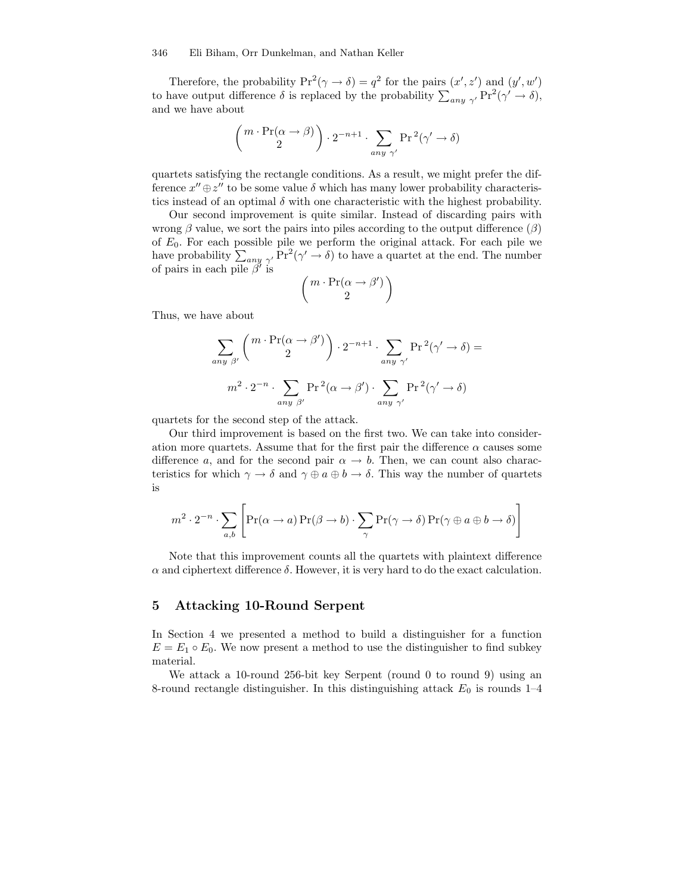Therefore, the probability $\Pr^2(\gamma \to \delta) = q^2$ for the pairs $(x', z')$ and $(y', w')$ to have output difference $\delta$ is replaced by the probability $\sum_{any\ \gamma'} \Pr^2(\gamma' \to \delta)$, and we have about

$$\binom{m \cdot \Pr(\alpha \to \beta)}{2} \cdot 2^{-n+1} \cdot \sum_{any\ \gamma'} \Pr{}^2(\gamma' \to \delta)$$

quartets satisfying the rectangle conditions. As a result, we might prefer the difference $x'' \oplus z''$ to be some value $\delta$ which has many lower probability characteristics instead of an optimal $\delta$ with one characteristic with the highest probability.

Our second improvement is quite similar. Instead of discarding pairs with wrong $\beta$ value, we sort the pairs into piles according to the output difference ($\beta$) of $E_0$. For each possible pile we perform the original attack. For each pile we have probability $\sum_{any\ \gamma'} \Pr^2(\gamma' \to \delta)$ to have a quartet at the end. The number of pairs in each pile $\beta'$ is

$$\binom{m \cdot \Pr(\alpha \to \beta')}{2}$$

Thus, we have about

$$\sum_{any\ \beta'} \binom{m \cdot \Pr(\alpha \to \beta')}{2} \cdot 2^{-n+1} \cdot \sum_{any\ \gamma'} \Pr{}^2(\gamma' \to \delta) =$$

$$m^2 \cdot 2^{-n} \cdot \sum_{any\ \beta'} \Pr{}^2(\alpha \to \beta') \cdot \sum_{any\ \gamma'} \Pr{}^2(\gamma' \to \delta)$$

quartets for the second step of the attack.

Our third improvement is based on the first two. We can take into consideration more quartets. Assume that for the first pair the difference $\alpha$ causes some difference $a$, and for the second pair $\alpha \to b$. Then, we can count also characteristics for which $\gamma \to \delta$ and $\gamma \oplus a \oplus b \to \delta$. This way the number of quartets is

$$m^2 \cdot 2^{-n} \cdot \sum_{a,b} \left[ \Pr(\alpha \to a) \Pr(\beta \to b) \cdot \sum_{\gamma} \Pr(\gamma \to \delta) \Pr(\gamma \oplus a \oplus b \to \delta) \right]$$

Note that this improvement counts all the quartets with plaintext difference $\alpha$ and ciphertext difference $\delta$. However, it is very hard to do the exact calculation.

## 5 Attacking 10-Round Serpent

In Section 4 we presented a method to build a distinguisher for a function $E = E_1 \circ E_0$. We now present a method to use the distinguisher to find subkey material.

We attack a 10-round 256-bit key Serpent (round 0 to round 9) using an 8-round rectangle distinguisher. In this distinguishing attack $E_0$ is rounds 1–4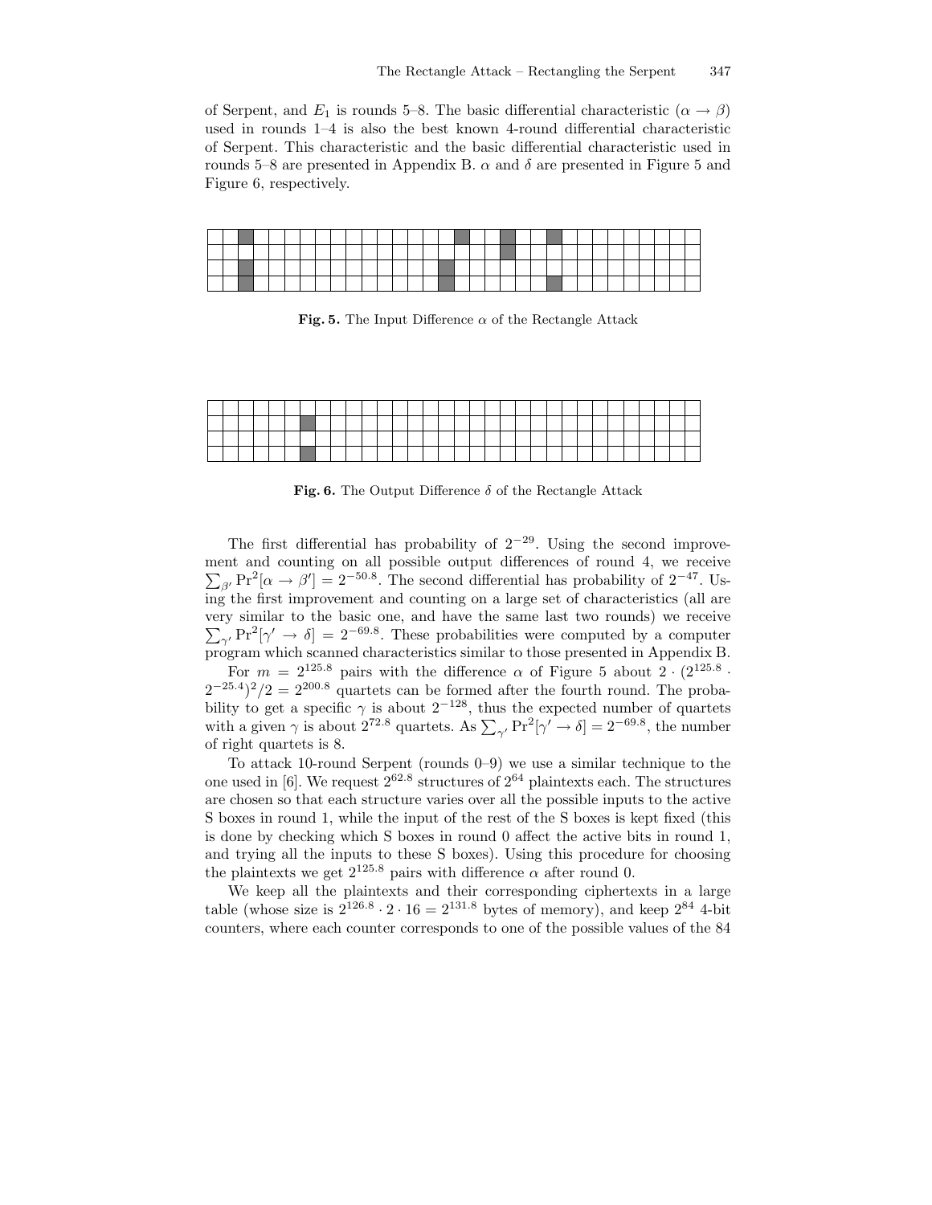of Serpent, and $E_1$ is rounds 5–8. The basic differential characteristic ($\alpha \to \beta$) used in rounds 1–4 is also the best known 4-round differential characteristic of Serpent. This characteristic and the basic differential characteristic used in rounds 5–8 are presented in Appendix B. $\alpha$ and $\delta$ are presented in Figure 5 and Figure 6, respectively.

**Fig. 5.** The Input Difference $\alpha$ of the Rectangle Attack

**Fig. 6.** The Output Difference $\delta$ of the Rectangle Attack

The first differential has probability of $2^{-29}$. Using the second improvement and counting on all possible output differences of round 4, we receive $\sum_{\beta'} \Pr^2[\alpha \to \beta'] = 2^{-50.8}$. The second differential has probability of $2^{-47}$. Using the first improvement and counting on a large set of characteristics (all are very similar to the basic one, and have the same last two rounds) we receive $\sum_{\gamma'} \Pr^2[\gamma' \to \delta] = 2^{-69.8}$. These probabilities were computed by a computer program which scanned characteristics similar to those presented in Appendix B.

For $m = 2^{125.8}$ pairs with the difference $\alpha$ of Figure 5 about $2 \cdot (2^{125.8} \cdot 2^{-25.4})^2/2 = 2^{200.8}$ quartets can be formed after the fourth round. The probability to get a specific $\gamma$ is about $2^{-128}$, thus the expected number of quartets with a given $\gamma$ is about $2^{72.8}$ quartets. As $\sum_{\gamma'} \Pr^2[\gamma' \to \delta] = 2^{-69.8}$, the number of right quartets is 8.

To attack 10-round Serpent (rounds 0–9) we use a similar technique to the one used in [6]. We request $2^{62.8}$ structures of $2^{64}$ plaintexts each. The structures are chosen so that each structure varies over all the possible inputs to the active S boxes in round 1, while the input of the rest of the S boxes is kept fixed (this is done by checking which S boxes in round 0 affect the active bits in round 1, and trying all the inputs to these S boxes). Using this procedure for choosing the plaintexts we get $2^{125.8}$ pairs with difference $\alpha$ after round 0.

We keep all the plaintexts and their corresponding ciphertexts in a large table (whose size is $2^{126.8} \cdot 2 \cdot 16 = 2^{131.8}$ bytes of memory), and keep $2^{84}$ 4-bit counters, where each counter corresponds to one of the possible values of the 84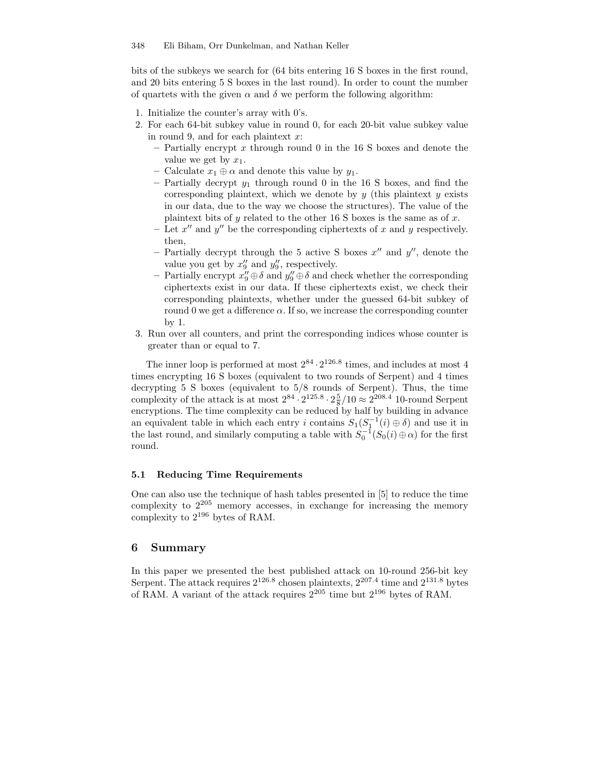bits of the subkeys we search for (64 bits entering 16 S boxes in the first round, and 20 bits entering 5 S boxes in the last round). In order to count the number of quartets with the given $\alpha$ and $\delta$ we perform the following algorithm:

1. Initialize the counter's array with 0's.
2. For each 64-bit subkey value in round 0, for each 20-bit value subkey value in round 9, and for each plaintext $x$:
   - Partially encrypt $x$ through round 0 in the 16 S boxes and denote the value we get by $x_1$.
   - Calculate $x_1 \oplus \alpha$ and denote this value by $y_1$.
   - Partially decrypt $y_1$ through round 0 in the 16 S boxes, and find the corresponding plaintext, which we denote by $y$ (this plaintext $y$ exists in our data, due to the way we choose the structures). The value of the plaintext bits of $y$ related to the other 16 S boxes is the same as of $x$.
   - Let $x''$ and $y''$ be the corresponding ciphertexts of $x$ and $y$ respectively. then,
   - Partially decrypt through the 5 active S boxes $x''$ and $y''$, denote the value you get by $x''_9$ and $y''_9$, respectively.
   - Partially encrypt $x''_9 \oplus \delta$ and $y''_9 \oplus \delta$ and check whether the corresponding ciphertexts exist in our data. If these ciphertexts exist, we check their corresponding plaintexts, whether under the guessed 64-bit subkey of round 0 we get a difference $\alpha$. If so, we increase the corresponding counter by 1.
3. Run over all counters, and print the corresponding indices whose counter is greater than or equal to 7.

The inner loop is performed at most $2^{84} \cdot 2^{126.8}$ times, and includes at most 4 times encrypting 16 S boxes (equivalent to two rounds of Serpent) and 4 times decrypting 5 S boxes (equivalent to 5/8 rounds of Serpent). Thus, the time complexity of the attack is at most $2^{84} \cdot 2^{125.8} \cdot 2\frac{5}{8}/10 \approx 2^{208.4}$ 10-round Serpent encryptions. The time complexity can be reduced by half by building in advance an equivalent table in which each entry $i$ contains $S_1(S_1^{-1}(i) \oplus \delta)$ and use it in the last round, and similarly computing a table with $S_0^{-1}(S_0(i) \oplus \alpha)$ for the first round.

### 5.1 Reducing Time Requirements

One can also use the technique of hash tables presented in [5] to reduce the time complexity to $2^{205}$ memory accesses, in exchange for increasing the memory complexity to $2^{196}$ bytes of RAM.

## 6 Summary

In this paper we presented the best published attack on 10-round 256-bit key Serpent. The attack requires $2^{126.8}$ chosen plaintexts, $2^{207.4}$ time and $2^{131.8}$ bytes of RAM. A variant of the attack requires $2^{205}$ time but $2^{196}$ bytes of RAM.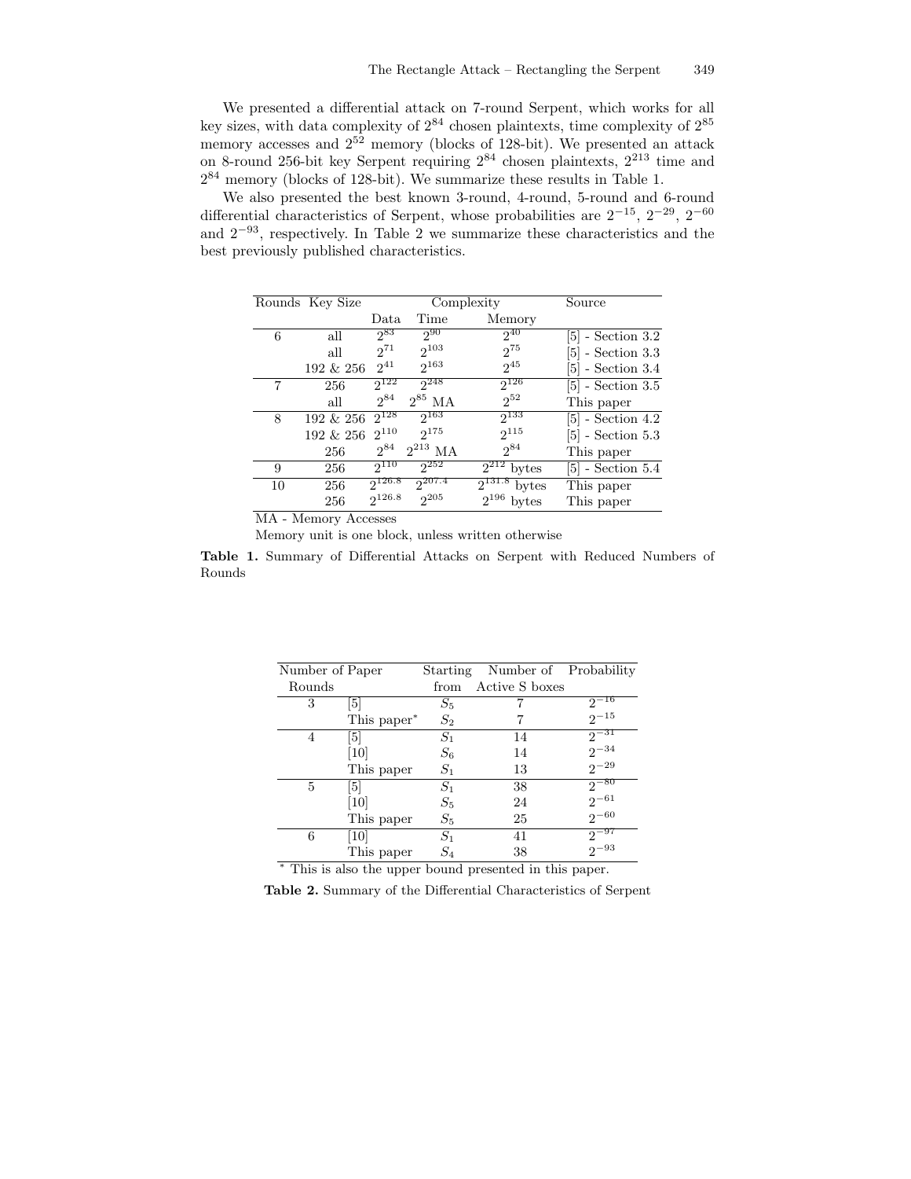We presented a differential attack on 7-round Serpent, which works for all key sizes, with data complexity of $2^{84}$ chosen plaintexts, time complexity of $2^{85}$ memory accesses and $2^{52}$ memory (blocks of 128-bit). We presented an attack on 8-round 256-bit key Serpent requiring $2^{84}$ chosen plaintexts, $2^{213}$ time and $2^{84}$ memory (blocks of 128-bit). We summarize these results in Table 1.

We also presented the best known 3-round, 4-round, 5-round and 6-round differential characteristics of Serpent, whose probabilities are $2^{-15}$, $2^{-29}$, $2^{-60}$ and $2^{-93}$, respectively. In Table 2 we summarize these characteristics and the best previously published characteristics.

| Rounds | Key Size | Complexity | | | Source |
|---|---|---|---|---|---|
| | | Data | Time | Memory | |
| 6 | all | $2^{83}$ | $2^{90}$ | $2^{40}$ | [5] - Section 3.2 |
| | all | $2^{71}$ | $2^{103}$ | $2^{75}$ | [5] - Section 3.3 |
| | 192 & 256 | $2^{41}$ | $2^{163}$ | $2^{45}$ | [5] - Section 3.4 |
| 7 | 256 | $2^{122}$ | $2^{248}$ | $2^{126}$ | [5] - Section 3.5 |
| | all | $2^{84}$ | $2^{85}$ MA | $2^{52}$ | This paper |
| 8 | 192 & 256 | $2^{128}$ | $2^{163}$ | $2^{133}$ | [5] - Section 4.2 |
| | 192 & 256 | $2^{110}$ | $2^{175}$ | $2^{115}$ | [5] - Section 5.3 |
| | 256 | $2^{84}$ | $2^{213}$ MA | $2^{84}$ | This paper |
| 9 | 256 | $2^{110}$ | $2^{252}$ | $2^{212}$ bytes | [5] - Section 5.4 |
| 10 | 256 | $2^{126.8}$ | $2^{207.4}$ | $2^{131.8}$ bytes | This paper |
| | 256 | $2^{126.8}$ | $2^{205}$ | $2^{196}$ bytes | This paper |

MA - Memory Accesses

Memory unit is one block, unless written otherwise

**Table 1.** Summary of Differential Attacks on Serpent with Reduced Numbers of Rounds

| Number of Rounds | Paper | Starting from | Number of Active S boxes | Probability |
|---|---|---|---|---|
| 3 | [5] | $S_5$ | 7 | $2^{-16}$ |
| | This paper* | $S_2$ | 7 | $2^{-15}$ |
| 4 | [5] | $S_1$ | 14 | $2^{-31}$ |
| | [10] | $S_6$ | 14 | $2^{-34}$ |
| | This paper | $S_1$ | 13 | $2^{-29}$ |
| 5 | [5] | $S_1$ | 38 | $2^{-80}$ |
| | [10] | $S_5$ | 24 | $2^{-61}$ |
| | This paper | $S_5$ | 25 | $2^{-60}$ |
| 6 | [10] | $S_1$ | 41 | $2^{-97}$ |
| | This paper | $S_4$ | 38 | $2^{-93}$ |

* This is also the upper bound presented in this paper.

**Table 2.** Summary of the Differential Characteristics of Serpent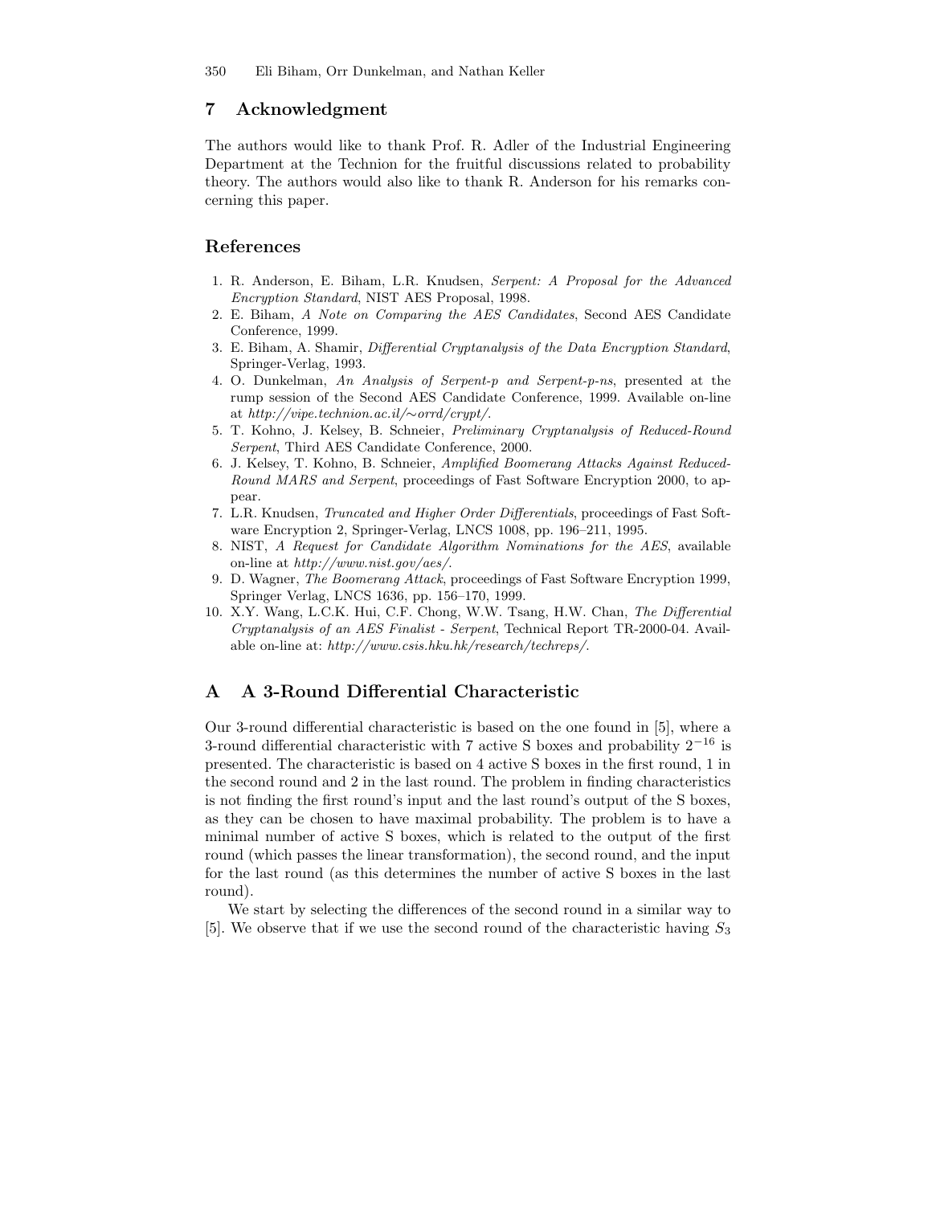## 7 Acknowledgment

The authors would like to thank Prof. R. Adler of the Industrial Engineering Department at the Technion for the fruitful discussions related to probability theory. The authors would also like to thank R. Anderson for his remarks concerning this paper.

## References

1. R. Anderson, E. Biham, L.R. Knudsen, *Serpent: A Proposal for the Advanced Encryption Standard*, NIST AES Proposal, 1998.
2. E. Biham, *A Note on Comparing the AES Candidates*, Second AES Candidate Conference, 1999.
3. E. Biham, A. Shamir, *Differential Cryptanalysis of the Data Encryption Standard*, Springer-Verlag, 1993.
4. O. Dunkelman, *An Analysis of Serpent-p and Serpent-p-ns*, presented at the rump session of the Second AES Candidate Conference, 1999. Available on-line at *http://vipe.technion.ac.il/∼orrd/crypt/*.
5. T. Kohno, J. Kelsey, B. Schneier, *Preliminary Cryptanalysis of Reduced-Round Serpent*, Third AES Candidate Conference, 2000.
6. J. Kelsey, T. Kohno, B. Schneier, *Amplified Boomerang Attacks Against Reduced-Round MARS and Serpent*, proceedings of Fast Software Encryption 2000, to appear.
7. L.R. Knudsen, *Truncated and Higher Order Differentials*, proceedings of Fast Software Encryption 2, Springer-Verlag, LNCS 1008, pp. 196–211, 1995.
8. NIST, *A Request for Candidate Algorithm Nominations for the AES*, available on-line at *http://www.nist.gov/aes/*.
9. D. Wagner, *The Boomerang Attack*, proceedings of Fast Software Encryption 1999, Springer Verlag, LNCS 1636, pp. 156–170, 1999.
10. X.Y. Wang, L.C.K. Hui, C.F. Chong, W.W. Tsang, H.W. Chan, *The Differential Cryptanalysis of an AES Finalist - Serpent*, Technical Report TR-2000-04. Available on-line at: *http://www.csis.hku.hk/research/techreps/*.

## A A 3-Round Differential Characteristic

Our 3-round differential characteristic is based on the one found in [5], where a 3-round differential characteristic with 7 active S boxes and probability $2^{-16}$ is presented. The characteristic is based on 4 active S boxes in the first round, 1 in the second round and 2 in the last round. The problem in finding characteristics is not finding the first round's input and the last round's output of the S boxes, as they can be chosen to have maximal probability. The problem is to have a minimal number of active S boxes, which is related to the output of the first round (which passes the linear transformation), the second round, and the input for the last round (as this determines the number of active S boxes in the last round).

We start by selecting the differences of the second round in a similar way to [5]. We observe that if we use the second round of the characteristic having $S_3$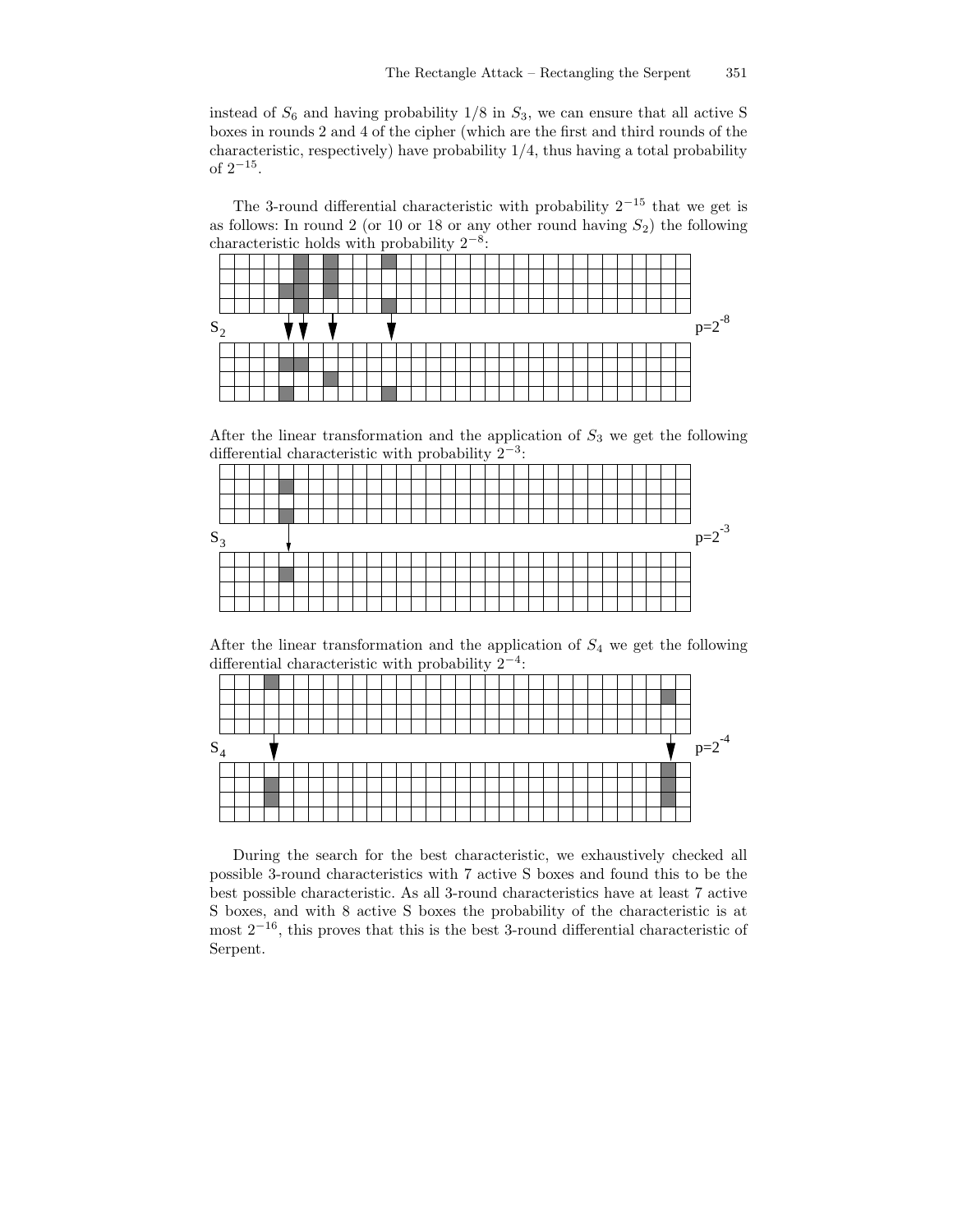instead of $S_6$ and having probability 1/8 in $S_3$, we can ensure that all active S boxes in rounds 2 and 4 of the cipher (which are the first and third rounds of the characteristic, respectively) have probability 1/4, thus having a total probability of $2^{-15}$.

The 3-round differential characteristic with probability $2^{-15}$ that we get is as follows: In round 2 (or 10 or 18 or any other round having $S_2$) the following characteristic holds with probability $2^{-8}$:

$S_2$ $p=2^{-8}$

After the linear transformation and the application of $S_3$ we get the following differential characteristic with probability $2^{-3}$:

$S_3$ $p=2^{-3}$

After the linear transformation and the application of $S_4$ we get the following differential characteristic with probability $2^{-4}$:

$S_4$ $p=2^{-4}$

During the search for the best characteristic, we exhaustively checked all possible 3-round characteristics with 7 active S boxes and found this to be the best possible characteristic. As all 3-round characteristics have at least 7 active S boxes, and with 8 active S boxes the probability of the characteristic is at most $2^{-16}$, this proves that this is the best 3-round differential characteristic of Serpent.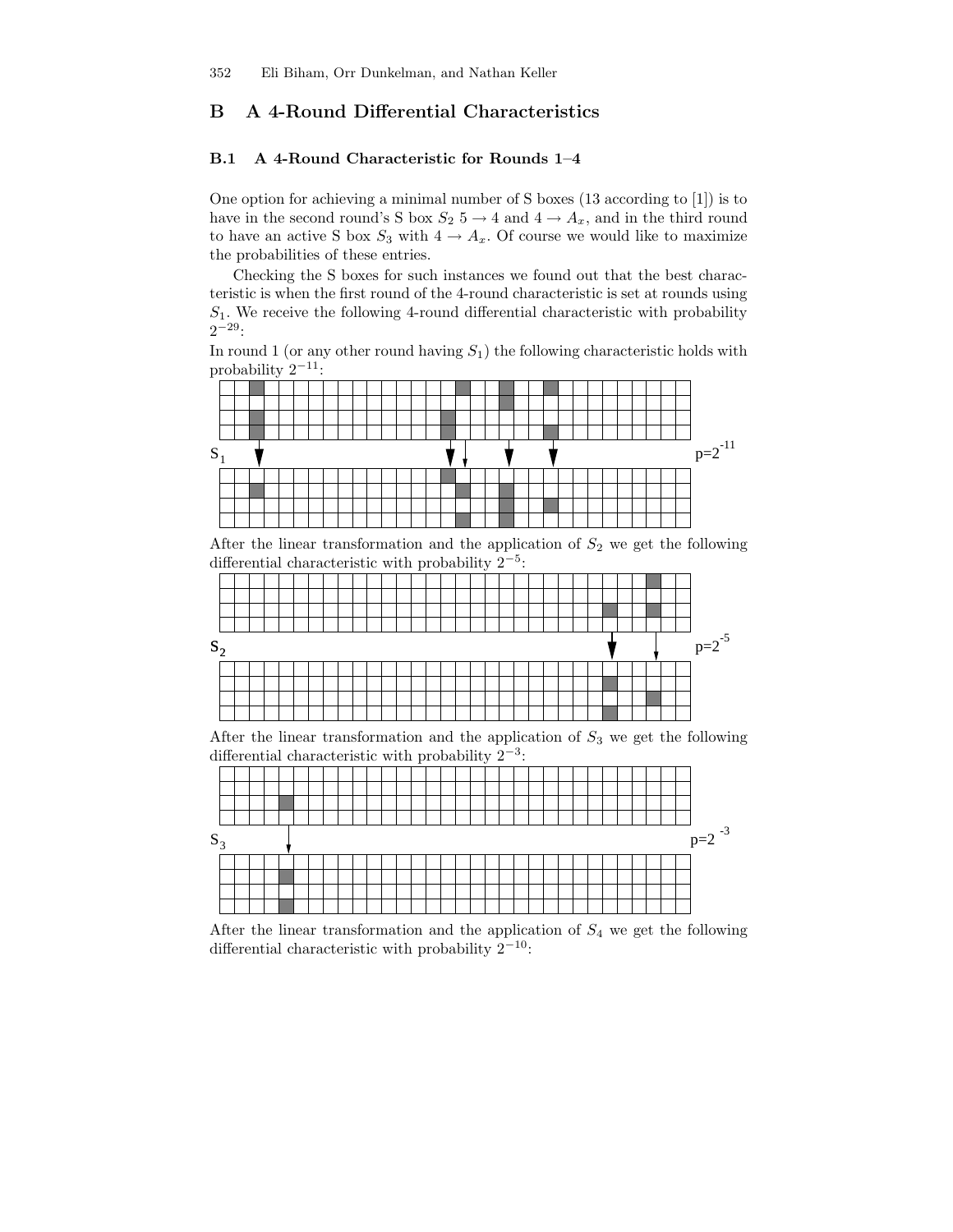## B A 4-Round Differential Characteristics

### B.1 A 4-Round Characteristic for Rounds 1–4

One option for achieving a minimal number of S boxes (13 according to [1]) is to have in the second round's S box $S_2$ $5 \rightarrow 4$ and $4 \rightarrow A_x$, and in the third round to have an active S box $S_3$ with $4 \rightarrow A_x$. Of course we would like to maximize the probabilities of these entries.

Checking the S boxes for such instances we found out that the best characteristic is when the first round of the 4-round characteristic is set at rounds using $S_1$. We receive the following 4-round differential characteristic with probability $2^{-29}$:

In round 1 (or any other round having $S_1$) the following characteristic holds with probability $2^{-11}$:

$S_1$ $p=2^{-11}$

After the linear transformation and the application of $S_2$ we get the following differential characteristic with probability $2^{-5}$:

$S_2$ $p=2^{-5}$

After the linear transformation and the application of $S_3$ we get the following differential characteristic with probability $2^{-3}$:

$S_3$ $p=2^{-3}$

After the linear transformation and the application of $S_4$ we get the following differential characteristic with probability $2^{-10}$: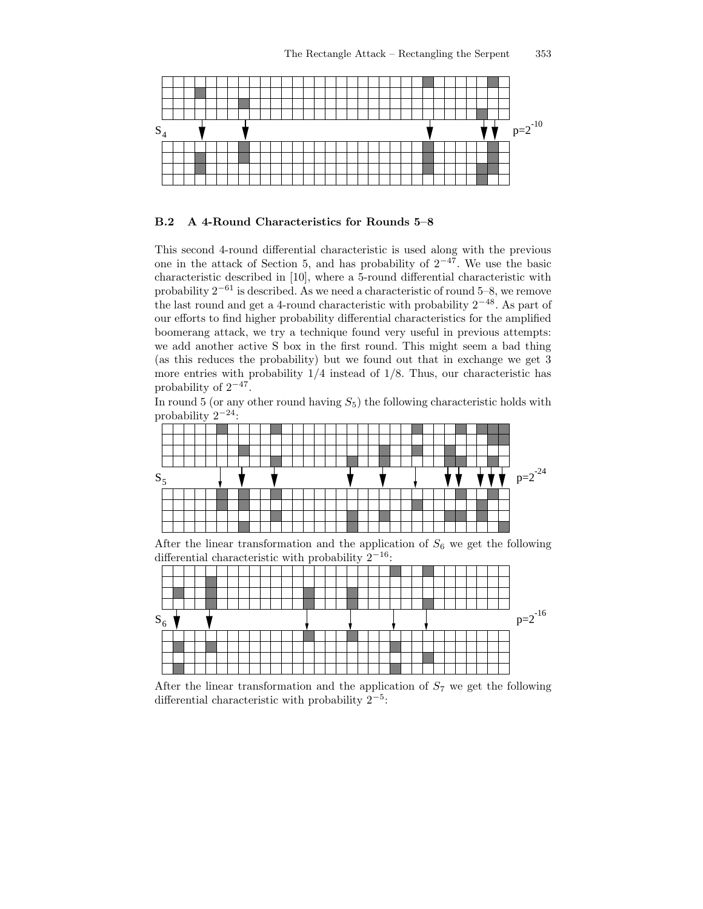## B.2 A 4-Round Characteristics for Rounds 5–8

This second 4-round differential characteristic is used along with the previous one in the attack of Section 5, and has probability of $2^{-47}$. We use the basic characteristic described in [10], where a 5-round differential characteristic with probability $2^{-61}$ is described. As we need a characteristic of round 5–8, we remove the last round and get a 4-round characteristic with probability $2^{-48}$. As part of our efforts to find higher probability differential characteristics for the amplified boomerang attack, we try a technique found very useful in previous attempts: we add another active S box in the first round. This might seem a bad thing (as this reduces the probability) but we found out that in exchange we get 3 more entries with probability 1/4 instead of 1/8. Thus, our characteristic has probability of $2^{-47}$.

In round 5 (or any other round having $S_5$) the following characteristic holds with probability $2^{-24}$:

After the linear transformation and the application of $S_6$ we get the following differential characteristic with probability $2^{-16}$:

After the linear transformation and the application of $S_7$ we get the following differential characteristic with probability $2^{-5}$: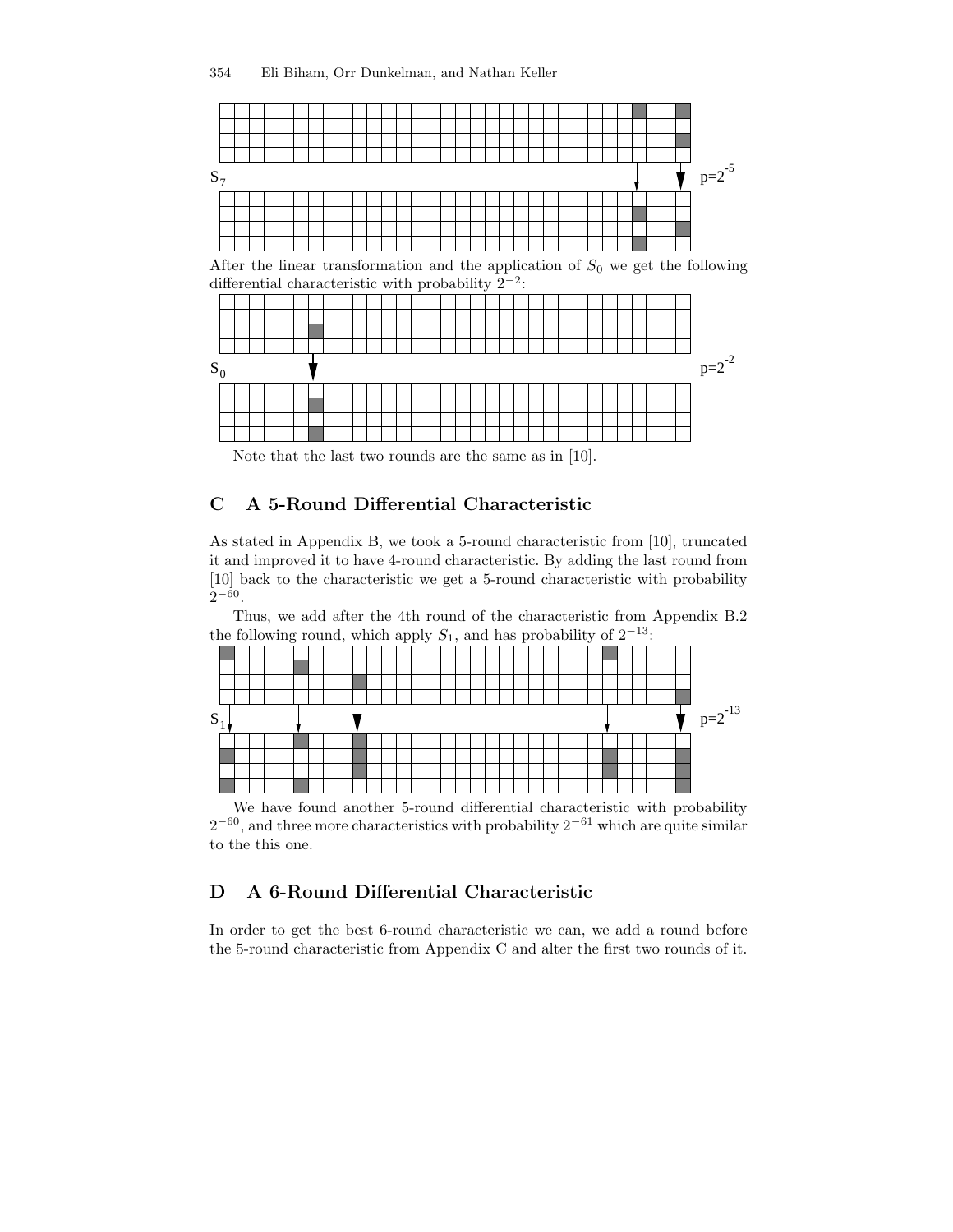$S_7$ $p=2^{-5}$

After the linear transformation and the application of $S_0$ we get the following differential characteristic with probability $2^{-2}$:

$S_0$ $p=2^{-2}$

Note that the last two rounds are the same as in [10].

## C A 5-Round Differential Characteristic

As stated in Appendix B, we took a 5-round characteristic from [10], truncated it and improved it to have 4-round characteristic. By adding the last round from [10] back to the characteristic we get a 5-round characteristic with probability $2^{-60}$.

Thus, we add after the 4th round of the characteristic from Appendix B.2 the following round, which apply $S_1$, and has probability of $2^{-13}$:

$S_1$ $p=2^{-13}$

We have found another 5-round differential characteristic with probability $2^{-60}$, and three more characteristics with probability $2^{-61}$ which are quite similar to the this one.

## D A 6-Round Differential Characteristic

In order to get the best 6-round characteristic we can, we add a round before the 5-round characteristic from Appendix C and alter the first two rounds of it.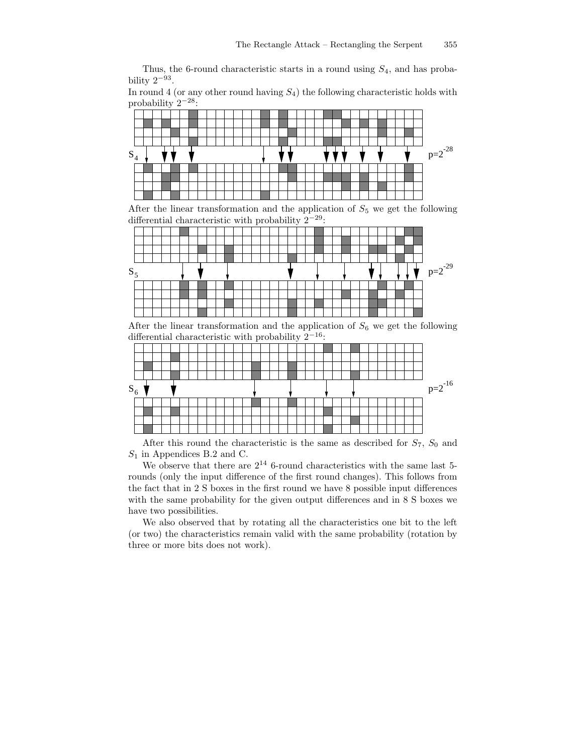Thus, the 6-round characteristic starts in a round using $S_4$, and has probability $2^{-93}$.

In round 4 (or any other round having $S_4$) the following characteristic holds with probability $2^{-28}$:

$S_4$

$p=2^{-28}$

After the linear transformation and the application of $S_5$ we get the following differential characteristic with probability $2^{-29}$:

$S_5$

$p=2^{-29}$

After the linear transformation and the application of $S_6$ we get the following differential characteristic with probability $2^{-16}$:

$S_6$

$p=2^{-16}$

After this round the characteristic is the same as described for $S_7$, $S_0$ and $S_1$ in Appendices B.2 and C.

We observe that there are $2^{14}$ 6-round characteristics with the same last 5-rounds (only the input difference of the first round changes). This follows from the fact that in 2 S boxes in the first round we have 8 possible input differences with the same probability for the given output differences and in 8 S boxes we have two possibilities.

We also observed that by rotating all the characteristics one bit to the left (or two) the characteristics remain valid with the same probability (rotation by three or more bits does not work).